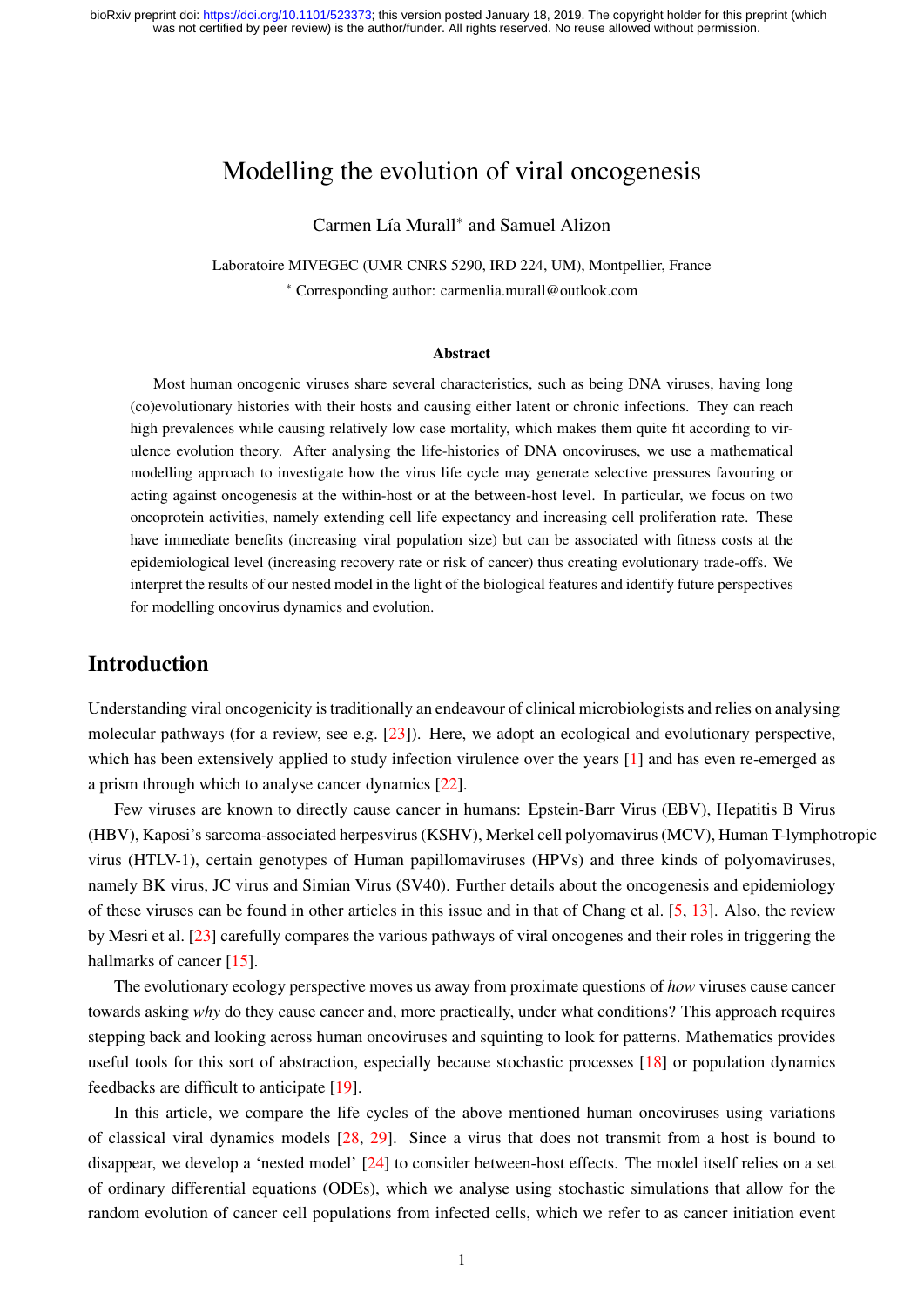# Modelling the evolution of viral oncogenesis

Carmen Lía Murall* and Samuel Alizon

Laboratoire MIVEGEC (UMR CNRS 5290, IRD 224, UM), Montpellier, France

* Corresponding author: carmenlia.murall@outlook.com

### Abstract

Most human oncogenic viruses share several characteristics, such as being DNA viruses, having long (co)evolutionary histories with their hosts and causing either latent or chronic infections. They can reach high prevalences while causing relatively low case mortality, which makes them quite fit according to virulence evolution theory. After analysing the life-histories of DNA oncoviruses, we use a mathematical modelling approach to investigate how the virus life cycle may generate selective pressures favouring or acting against oncogenesis at the within-host or at the between-host level. In particular, we focus on two oncoprotein activities, namely extending cell life expectancy and increasing cell proliferation rate. These have immediate benefits (increasing viral population size) but can be associated with fitness costs at the epidemiological level (increasing recovery rate or risk of cancer) thus creating evolutionary trade-offs. We interpret the results of our nested model in the light of the biological features and identify future perspectives for modelling oncovirus dynamics and evolution.

## Introduction

Understanding viral oncogenicity is traditionally an endeavour of clinical microbiologists and relies on analysing molecular pathways (for a review, see e.g. [23]). Here, we adopt an ecological and evolutionary perspective, which has been extensively applied to study infection virulence over the years [1] and has even re-emerged as a prism through which to analyse cancer dynamics [22].

Few viruses are known to directly cause cancer in humans: Epstein-Barr Virus (EBV), Hepatitis B Virus (HBV), Kaposi's sarcoma-associated herpesvirus (KSHV), Merkel cell polyomavirus (MCV), Human T-lymphotropic virus (HTLV-1), certain genotypes of Human papillomaviruses (HPVs) and three kinds of polyomaviruses, namely BK virus, JC virus and Simian Virus (SV40). Further details about the oncogenesis and epidemiology of these viruses can be found in other articles in this issue and in that of Chang et al. [5, 13]. Also, the review by Mesri et al. [23] carefully compares the various pathways of viral oncogenes and their roles in triggering the hallmarks of cancer [15].

The evolutionary ecology perspective moves us away from proximate questions of *how* viruses cause cancer towards asking *why* do they cause cancer and, more practically, under what conditions? This approach requires stepping back and looking across human oncoviruses and squinting to look for patterns. Mathematics provides useful tools for this sort of abstraction, especially because stochastic processes [18] or population dynamics feedbacks are difficult to anticipate [19].

In this article, we compare the life cycles of the above mentioned human oncoviruses using variations of classical viral dynamics models [28, 29]. Since a virus that does not transmit from a host is bound to disappear, we develop a 'nested model' [24] to consider between-host effects. The model itself relies on a set of ordinary differential equations (ODEs), which we analyse using stochastic simulations that allow for the random evolution of cancer cell populations from infected cells, which we refer to as cancer initiation event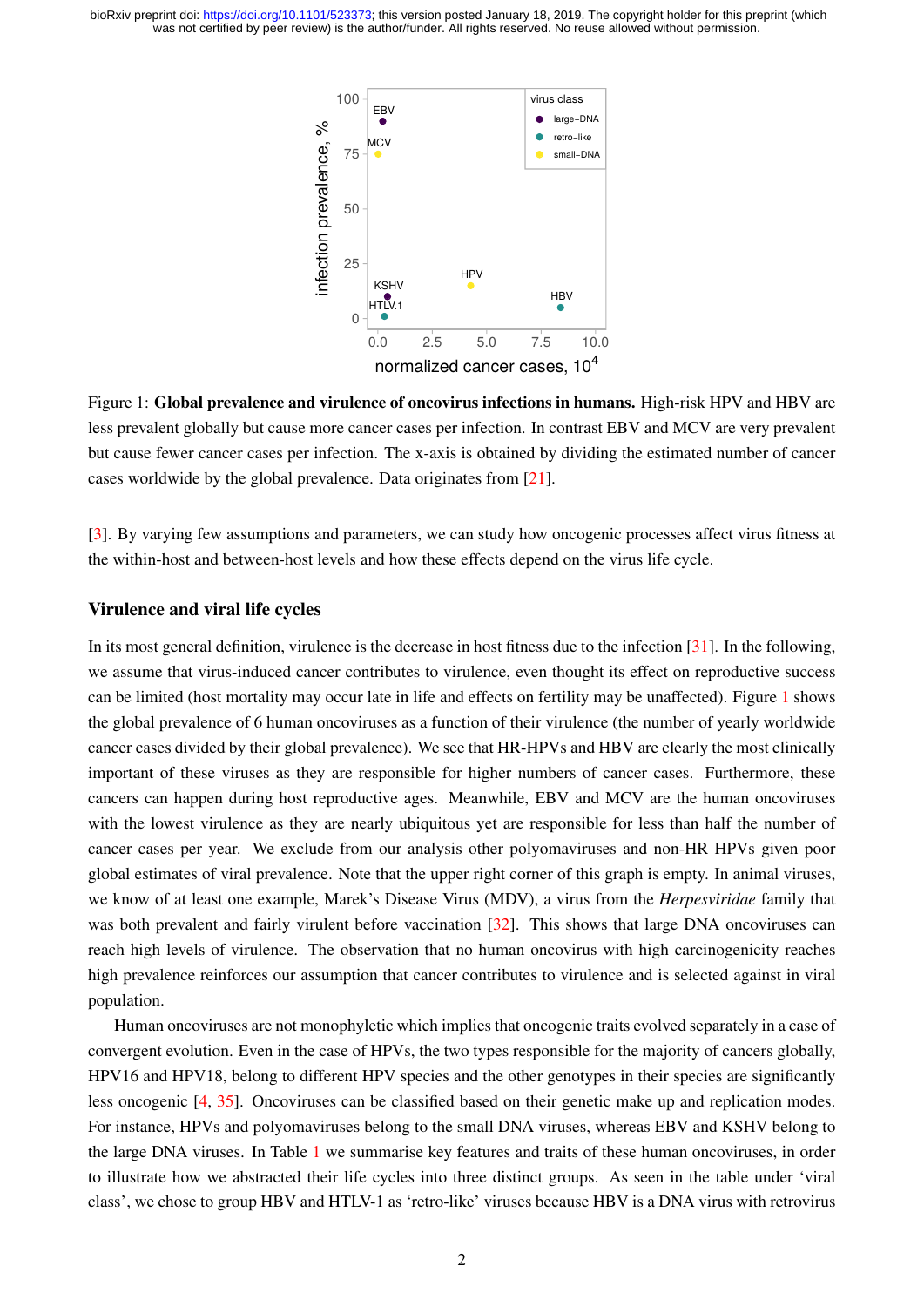Figure 1: **Global prevalence and virulence of oncovirus infections in humans.** High-risk HPV and HBV are less prevalent globally but cause more cancer cases per infection. In contrast EBV and MCV are very prevalent but cause fewer cancer cases per infection. The x-axis is obtained by dividing the estimated number of cancer cases worldwide by the global prevalence. Data originates from [21].

[3]. By varying few assumptions and parameters, we can study how oncogenic processes affect virus fitness at the within-host and between-host levels and how these effects depend on the virus life cycle.

## Virulence and viral life cycles

In its most general definition, virulence is the decrease in host fitness due to the infection [31]. In the following, we assume that virus-induced cancer contributes to virulence, even thought its effect on reproductive success can be limited (host mortality may occur late in life and effects on fertility may be unaffected). Figure 1 shows the global prevalence of 6 human oncoviruses as a function of their virulence (the number of yearly worldwide cancer cases divided by their global prevalence). We see that HR-HPVs and HBV are clearly the most clinically important of these viruses as they are responsible for higher numbers of cancer cases. Furthermore, these cancers can happen during host reproductive ages. Meanwhile, EBV and MCV are the human oncoviruses with the lowest virulence as they are nearly ubiquitous yet are responsible for less than half the number of cancer cases per year. We exclude from our analysis other polyomaviruses and non-HR HPVs given poor global estimates of viral prevalence. Note that the upper right corner of this graph is empty. In animal viruses, we know of at least one example, Marek's Disease Virus (MDV), a virus from the *Herpesviridae* family that was both prevalent and fairly virulent before vaccination [32]. This shows that large DNA oncoviruses can reach high levels of virulence. The observation that no human oncovirus with high carcinogenicity reaches high prevalence reinforces our assumption that cancer contributes to virulence and is selected against in viral population.

Human oncoviruses are not monophyletic which implies that oncogenic traits evolved separately in a case of convergent evolution. Even in the case of HPVs, the two types responsible for the majority of cancers globally, HPV16 and HPV18, belong to different HPV species and the other genotypes in their species are significantly less oncogenic [4, 35]. Oncoviruses can be classified based on their genetic make up and replication modes. For instance, HPVs and polyomaviruses belong to the small DNA viruses, whereas EBV and KSHV belong to the large DNA viruses. In Table 1 we summarise key features and traits of these human oncoviruses, in order to illustrate how we abstracted their life cycles into three distinct groups. As seen in the table under 'viral class', we chose to group HBV and HTLV-1 as 'retro-like' viruses because HBV is a DNA virus with retrovirus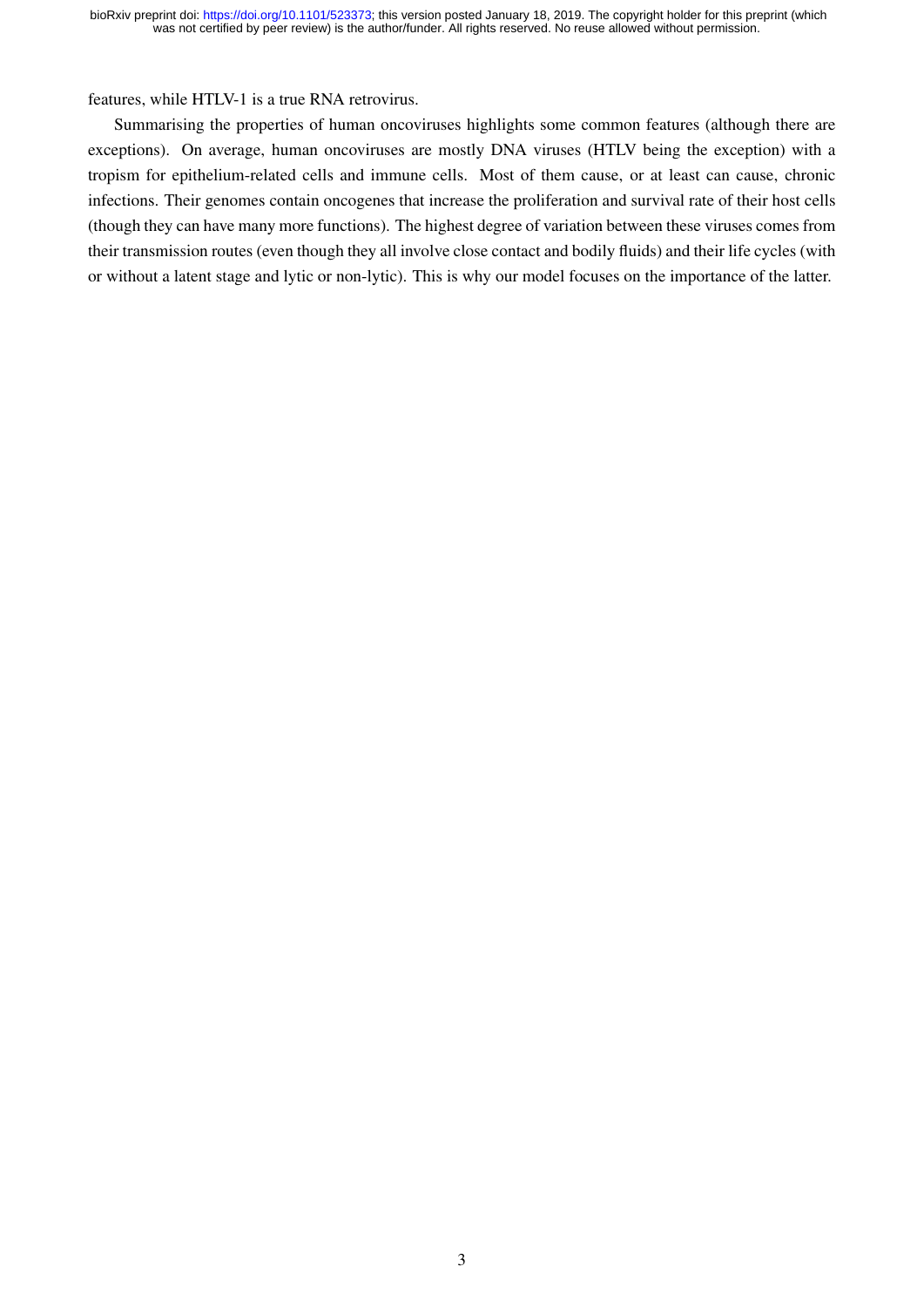features, while HTLV-1 is a true RNA retrovirus.

Summarising the properties of human oncoviruses highlights some common features (although there are exceptions). On average, human oncoviruses are mostly DNA viruses (HTLV being the exception) with a tropism for epithelium-related cells and immune cells. Most of them cause, or at least can cause, chronic infections. Their genomes contain oncogenes that increase the proliferation and survival rate of their host cells (though they can have many more functions). The highest degree of variation between these viruses comes from their transmission routes (even though they all involve close contact and bodily fluids) and their life cycles (with or without a latent stage and lytic or non-lytic). This is why our model focuses on the importance of the latter.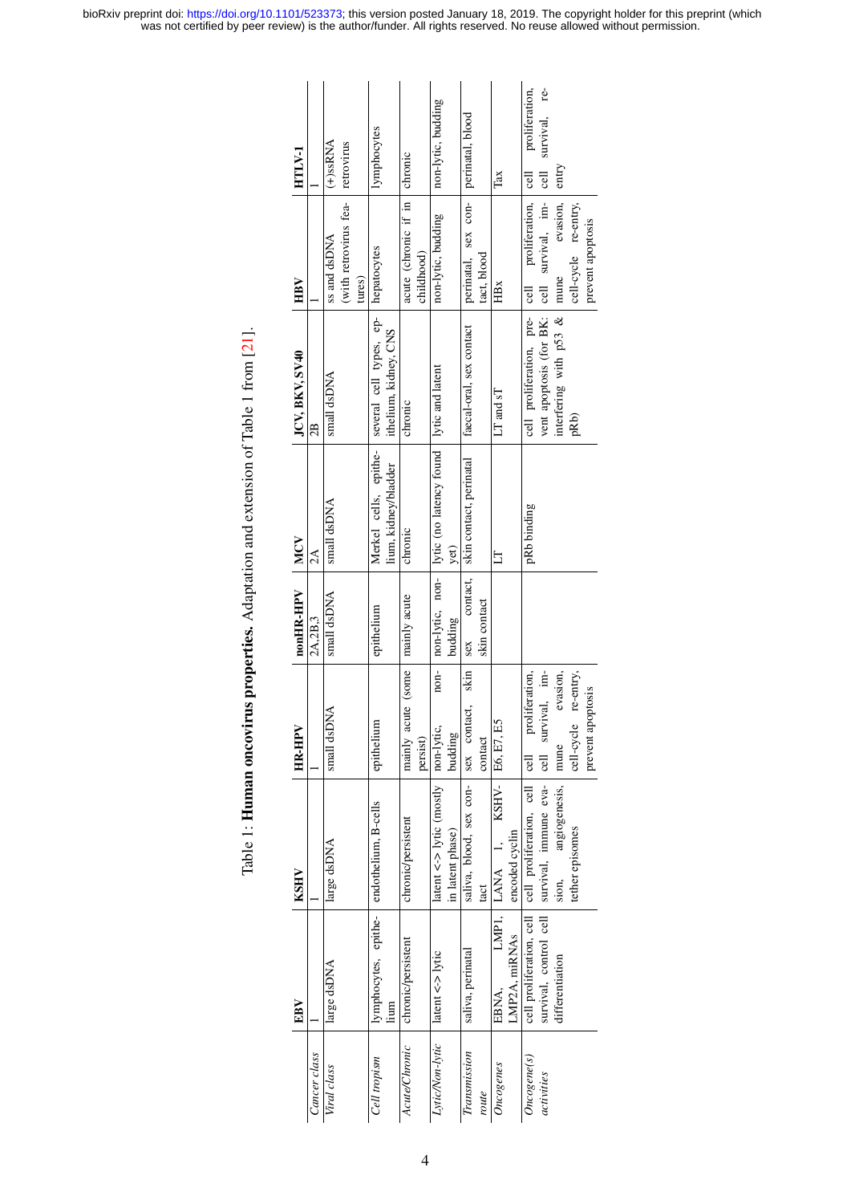Table 1: **Human oncovirus properties.** Adaptation and extension of Table 1 from [21].

| | EBV | KSHV | HR-HPV | nonHR-HPV | MCV | JCV, BKV, SV40 | HBV | HTLV-1 |
|---|---|---|---|---|---|---|---|---|
| *Cancer class* | 1 | 1 | 1 | 2A,2B,3 | 2A | 2B | 1 | 1 |
| *Viral class* | large dsDNA | large dsDNA | small dsDNA | small dsDNA | small dsDNA | small dsDNA | ss and dsDNA (with retrovirus features) | (+)ssRNA retrovirus |
| *Cell tropism* | lymphocytes, epithelium | endothelium, B-cells | epithelium | epithelium | Merkel cells, epithelium, kidney/bladder | several cell types, epithelium, kidney, CNS | hepatocytes | lymphocytes |
| *Acute/Chronic* | chronic/persistent | chronic/persistent | mainly acute (some persist) | mainly acute | chronic | chronic | acute (chronic if in childhood) | chronic |
| *Lytic/Non-lytic* | latent <-> lytic | latent <-> lytic (mostly in latent phase) | non-lytic, non-budding | non-lytic, non-budding | lytic (no latency found yet) | lytic and latent | non-lytic, budding | non-lytic, budding |
| *Transmission route* | saliva, perinatal | saliva, blood, sex contact | sex contact, skin contact | sex contact, skin contact | skin contact, perinatal | faecal-oral, sex contact | perinatal, sex contact, blood | perinatal, blood |
| *Oncogenes* | EBNA, LMP1, LMP2A, miRNAs | LANA 1, KSHV-encoded cyclin | E6, E7, E5 | | LT | LT and sT | HBx | Tax |
| *Oncogene(s) activities* | cell proliferation, cell survival, control cell differentiation | cell proliferation, cell survival, immune evasion, angiogenesis, tether episomes | cell proliferation, cell survival, immune evasion, cell-cycle re-entry, prevent apoptosis | | pRb binding | cell proliferation, prevent apoptosis (for BK: interfering with p53 & pRb) | cell proliferation, cell survival, immune evasion, cell-cycle re-entry, prevent apoptosis | cell proliferation, cell survival, re-entry |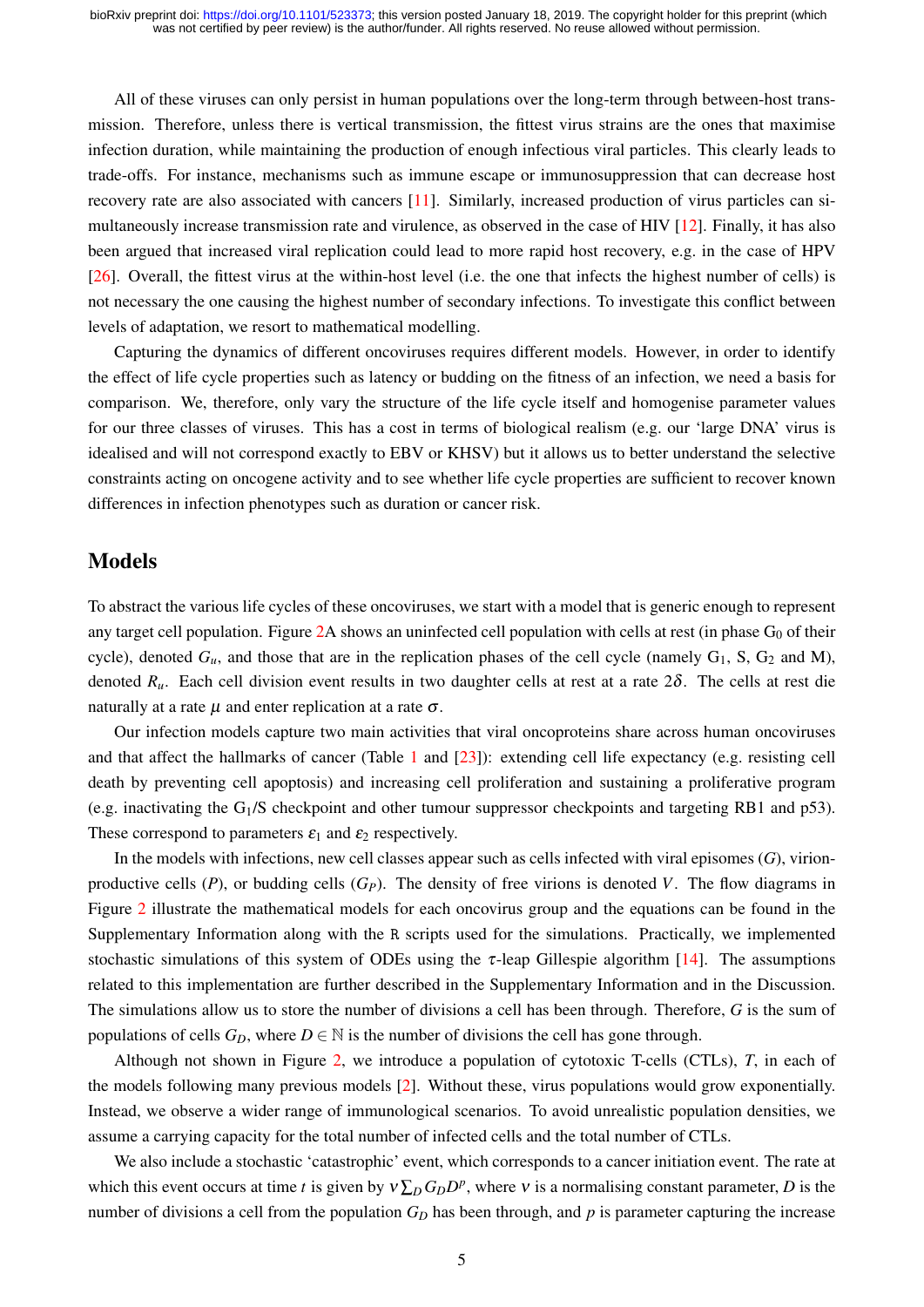All of these viruses can only persist in human populations over the long-term through between-host transmission. Therefore, unless there is vertical transmission, the fittest virus strains are the ones that maximise infection duration, while maintaining the production of enough infectious viral particles. This clearly leads to trade-offs. For instance, mechanisms such as immune escape or immunosuppression that can decrease host recovery rate are also associated with cancers [11]. Similarly, increased production of virus particles can simultaneously increase transmission rate and virulence, as observed in the case of HIV [12]. Finally, it has also been argued that increased viral replication could lead to more rapid host recovery, e.g. in the case of HPV [26]. Overall, the fittest virus at the within-host level (i.e. the one that infects the highest number of cells) is not necessary the one causing the highest number of secondary infections. To investigate this conflict between levels of adaptation, we resort to mathematical modelling.

Capturing the dynamics of different oncoviruses requires different models. However, in order to identify the effect of life cycle properties such as latency or budding on the fitness of an infection, we need a basis for comparison. We, therefore, only vary the structure of the life cycle itself and homogenise parameter values for our three classes of viruses. This has a cost in terms of biological realism (e.g. our 'large DNA' virus is idealised and will not correspond exactly to EBV or KHSV) but it allows us to better understand the selective constraints acting on oncogene activity and to see whether life cycle properties are sufficient to recover known differences in infection phenotypes such as duration or cancer risk.

## Models

To abstract the various life cycles of these oncoviruses, we start with a model that is generic enough to represent any target cell population. Figure 2A shows an uninfected cell population with cells at rest (in phase $G_0$ of their cycle), denoted $G_u$, and those that are in the replication phases of the cell cycle (namely $G_1$, S, $G_2$ and M), denoted $R_u$. Each cell division event results in two daughter cells at rest at a rate $2\delta$. The cells at rest die naturally at a rate $\mu$ and enter replication at a rate $\sigma$.

Our infection models capture two main activities that viral oncoproteins share across human oncoviruses and that affect the hallmarks of cancer (Table 1 and [23]): extending cell life expectancy (e.g. resisting cell death by preventing cell apoptosis) and increasing cell proliferation and sustaining a proliferative program (e.g. inactivating the $G_1$/S checkpoint and other tumour suppressor checkpoints and targeting RB1 and p53). These correspond to parameters $\varepsilon_1$ and $\varepsilon_2$ respectively.

In the models with infections, new cell classes appear such as cells infected with viral episomes ($G$), virion-productive cells ($P$), or budding cells ($G_P$). The density of free virions is denoted $V$. The flow diagrams in Figure 2 illustrate the mathematical models for each oncovirus group and the equations can be found in the Supplementary Information along with the R scripts used for the simulations. Practically, we implemented stochastic simulations of this system of ODEs using the $\tau$-leap Gillespie algorithm [14]. The assumptions related to this implementation are further described in the Supplementary Information and in the Discussion. The simulations allow us to store the number of divisions a cell has been through. Therefore, $G$ is the sum of populations of cells $G_D$, where $D \in \mathbb{N}$ is the number of divisions the cell has gone through.

Although not shown in Figure 2, we introduce a population of cytotoxic T-cells (CTLs), $T$, in each of the models following many previous models [2]. Without these, virus populations would grow exponentially. Instead, we observe a wider range of immunological scenarios. To avoid unrealistic population densities, we assume a carrying capacity for the total number of infected cells and the total number of CTLs.

We also include a stochastic 'catastrophic' event, which corresponds to a cancer initiation event. The rate at which this event occurs at time $t$ is given by $\nu \sum_D G_D D^p$, where $\nu$ is a normalising constant parameter, $D$ is the number of divisions a cell from the population $G_D$ has been through, and $p$ is parameter capturing the increase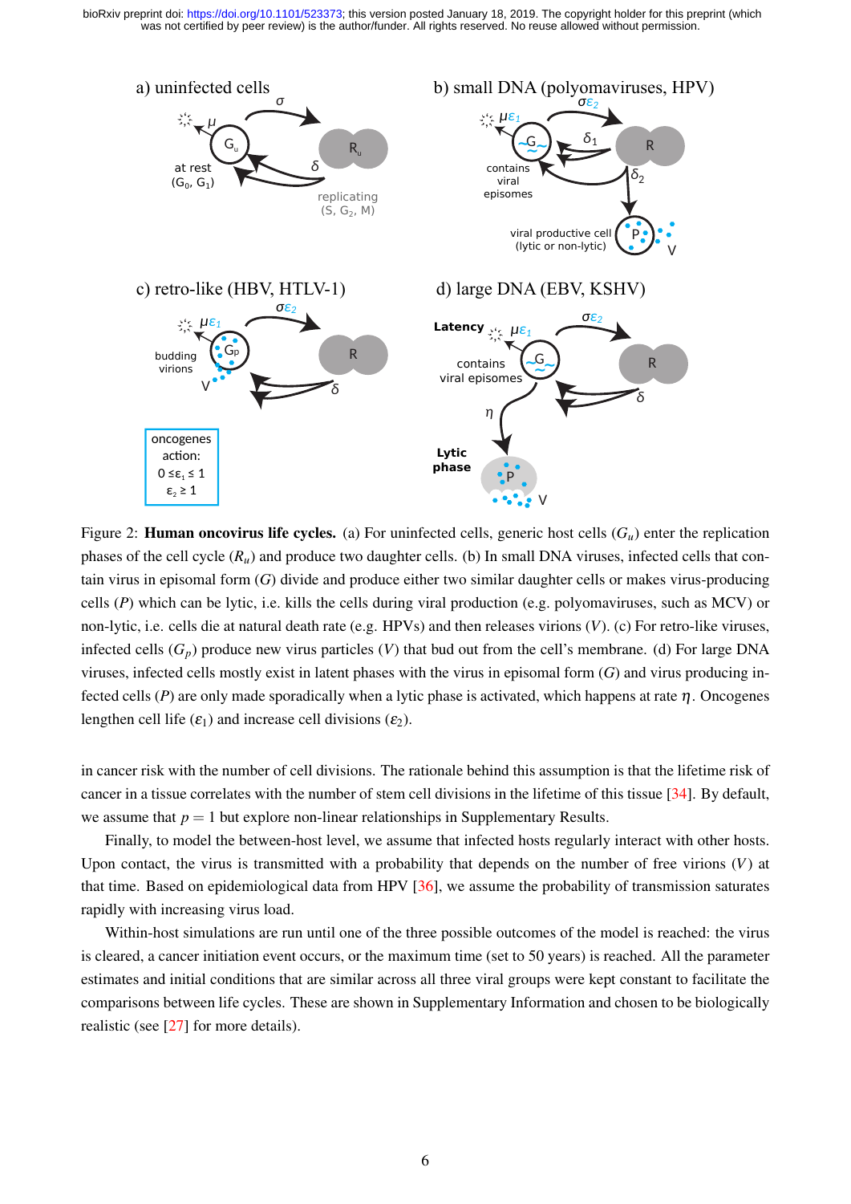Figure 2: **Human oncovirus life cycles.** (a) For uninfected cells, generic host cells ($G_u$) enter the replication phases of the cell cycle ($R_u$) and produce two daughter cells. (b) In small DNA viruses, infected cells that contain virus in episomal form ($G$) divide and produce either two similar daughter cells or makes virus-producing cells ($P$) which can be lytic, i.e. kills the cells during viral production (e.g. polyomaviruses, such as MCV) or non-lytic, i.e. cells die at natural death rate (e.g. HPVs) and then releases virions ($V$). (c) For retro-like viruses, infected cells ($G_p$) produce new virus particles ($V$) that bud out from the cell's membrane. (d) For large DNA viruses, infected cells mostly exist in latent phases with the virus in episomal form ($G$) and virus producing infected cells ($P$) are only made sporadically when a lytic phase is activated, which happens at rate $\eta$. Oncogenes lengthen cell life ($\varepsilon_1$) and increase cell divisions ($\varepsilon_2$).

in cancer risk with the number of cell divisions. The rationale behind this assumption is that the lifetime risk of cancer in a tissue correlates with the number of stem cell divisions in the lifetime of this tissue [34]. By default, we assume that $p = 1$ but explore non-linear relationships in Supplementary Results.

Finally, to model the between-host level, we assume that infected hosts regularly interact with other hosts. Upon contact, the virus is transmitted with a probability that depends on the number of free virions ($V$) at that time. Based on epidemiological data from HPV [36], we assume the probability of transmission saturates rapidly with increasing virus load.

Within-host simulations are run until one of the three possible outcomes of the model is reached: the virus is cleared, a cancer initiation event occurs, or the maximum time (set to 50 years) is reached. All the parameter estimates and initial conditions that are similar across all three viral groups were kept constant to facilitate the comparisons between life cycles. These are shown in Supplementary Information and chosen to be biologically realistic (see [27] for more details).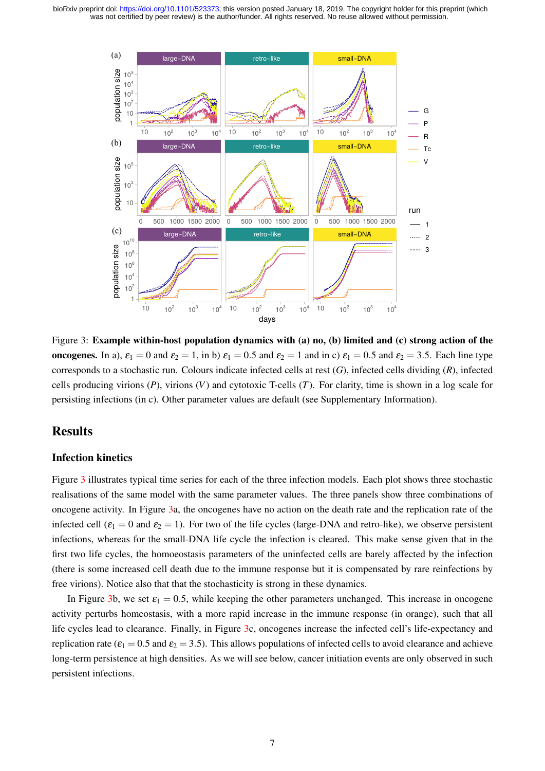Figure 3: **Example within-host population dynamics with (a) no, (b) limited and (c) strong action of the oncogenes.** In a), $\varepsilon_1 = 0$ and $\varepsilon_2 = 1$, in b) $\varepsilon_1 = 0.5$ and $\varepsilon_2 = 1$ and in c) $\varepsilon_1 = 0.5$ and $\varepsilon_2 = 3.5$. Each line type corresponds to a stochastic run. Colours indicate infected cells at rest ($G$), infected cells dividing ($R$), infected cells producing virions ($P$), virions ($V$) and cytotoxic T-cells ($T$). For clarity, time is shown in a log scale for persisting infections (in c). Other parameter values are default (see Supplementary Information).

## Results

### Infection kinetics

Figure 3 illustrates typical time series for each of the three infection models. Each plot shows three stochastic realisations of the same model with the same parameter values. The three panels show three combinations of oncogene activity. In Figure 3a, the oncogenes have no action on the death rate and the replication rate of the infected cell ($\varepsilon_1 = 0$ and $\varepsilon_2 = 1$). For two of the life cycles (large-DNA and retro-like), we observe persistent infections, whereas for the small-DNA life cycle the infection is cleared. This make sense given that in the first two life cycles, the homoeostasis parameters of the uninfected cells are barely affected by the infection (there is some increased cell death due to the immune response but it is compensated by rare reinfections by free virions). Notice also that that the stochasticity is strong in these dynamics.

In Figure 3b, we set $\varepsilon_1 = 0.5$, while keeping the other parameters unchanged. This increase in oncogene activity perturbs homoeostasis, with a more rapid increase in the immune response (in orange), such that all life cycles lead to clearance. Finally, in Figure 3c, oncogenes increase the infected cell's life-expectancy and replication rate ($\varepsilon_1 = 0.5$ and $\varepsilon_2 = 3.5$). This allows populations of infected cells to avoid clearance and achieve long-term persistence at high densities. As we will see below, cancer initiation events are only observed in such persistent infections.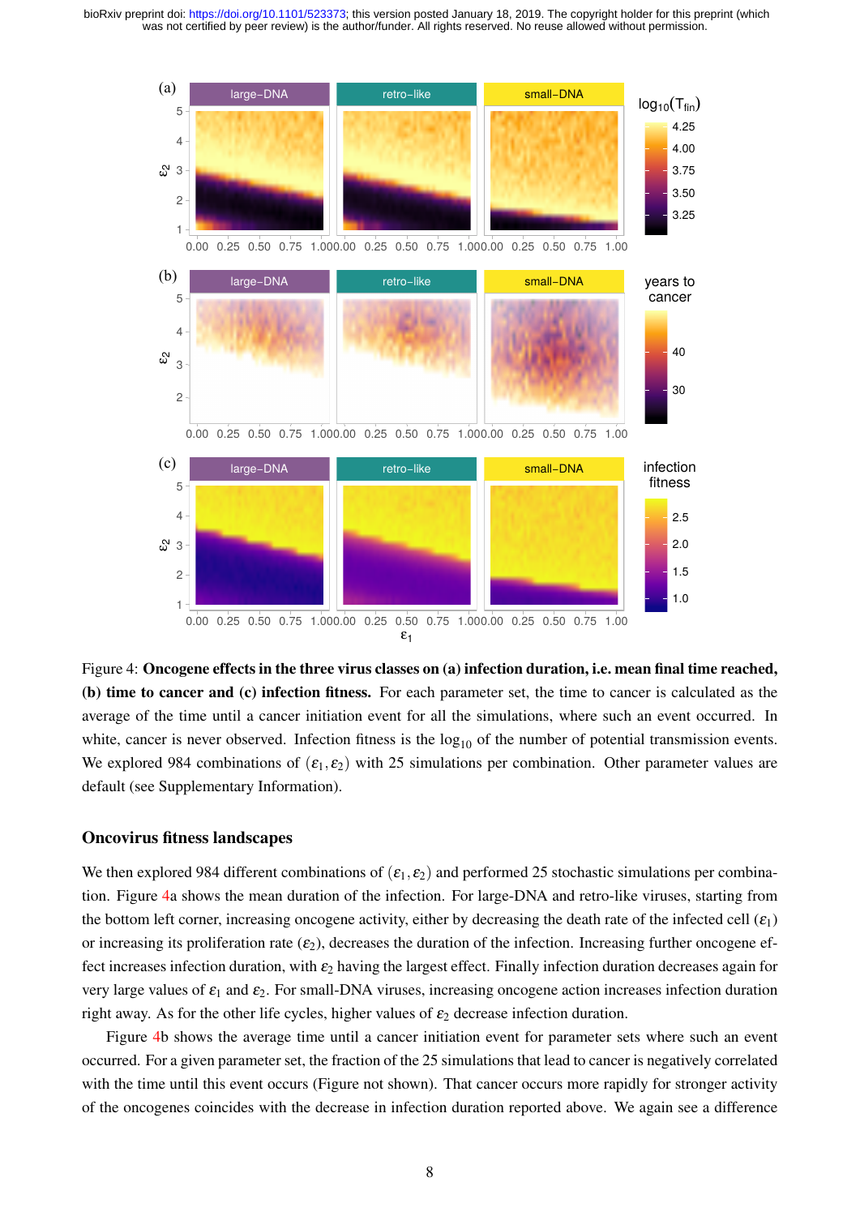Figure 4: **Oncogene effects in the three virus classes on (a) infection duration, i.e. mean final time reached, (b) time to cancer and (c) infection fitness.** For each parameter set, the time to cancer is calculated as the average of the time until a cancer initiation event for all the simulations, where such an event occurred. In white, cancer is never observed. Infection fitness is the $\log_{10}$ of the number of potential transmission events. We explored 984 combinations of $(\varepsilon_1, \varepsilon_2)$ with 25 simulations per combination. Other parameter values are default (see Supplementary Information).

## Oncovirus fitness landscapes

We then explored 984 different combinations of $(\varepsilon_1, \varepsilon_2)$ and performed 25 stochastic simulations per combination. Figure 4a shows the mean duration of the infection. For large-DNA and retro-like viruses, starting from the bottom left corner, increasing oncogene activity, either by decreasing the death rate of the infected cell ($\varepsilon_1$) or increasing its proliferation rate ($\varepsilon_2$), decreases the duration of the infection. Increasing further oncogene effect increases infection duration, with $\varepsilon_2$ having the largest effect. Finally infection duration decreases again for very large values of $\varepsilon_1$ and $\varepsilon_2$. For small-DNA viruses, increasing oncogene action increases infection duration right away. As for the other life cycles, higher values of $\varepsilon_2$ decrease infection duration.

Figure 4b shows the average time until a cancer initiation event for parameter sets where such an event occurred. For a given parameter set, the fraction of the 25 simulations that lead to cancer is negatively correlated with the time until this event occurs (Figure not shown). That cancer occurs more rapidly for stronger activity of the oncogenes coincides with the decrease in infection duration reported above. We again see a difference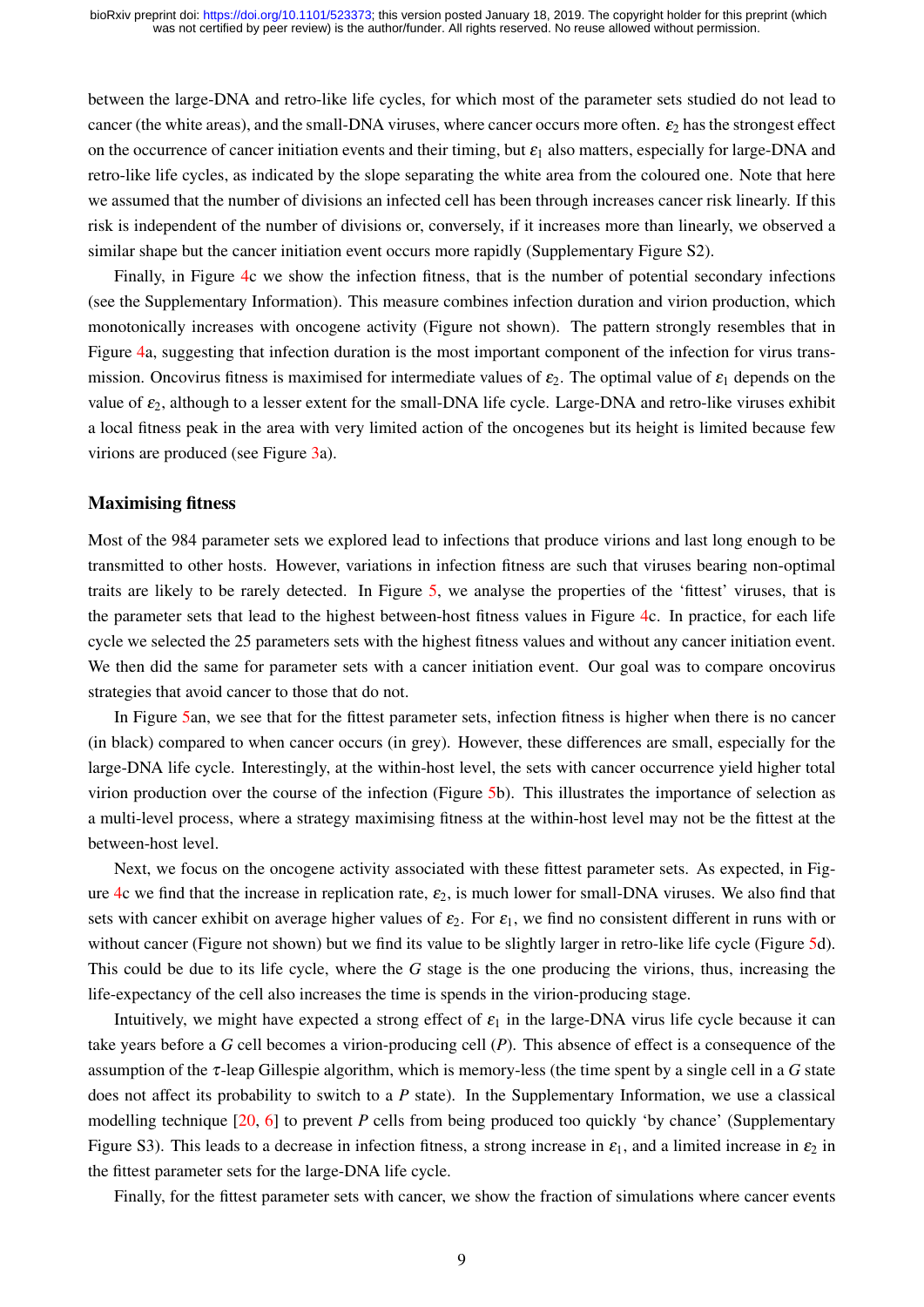between the large-DNA and retro-like life cycles, for which most of the parameter sets studied do not lead to cancer (the white areas), and the small-DNA viruses, where cancer occurs more often. $\varepsilon_2$ has the strongest effect on the occurrence of cancer initiation events and their timing, but $\varepsilon_1$ also matters, especially for large-DNA and retro-like life cycles, as indicated by the slope separating the white area from the coloured one. Note that here we assumed that the number of divisions an infected cell has been through increases cancer risk linearly. If this risk is independent of the number of divisions or, conversely, if it increases more than linearly, we observed a similar shape but the cancer initiation event occurs more rapidly (Supplementary Figure S2).

Finally, in Figure 4c we show the infection fitness, that is the number of potential secondary infections (see the Supplementary Information). This measure combines infection duration and virion production, which monotonically increases with oncogene activity (Figure not shown). The pattern strongly resembles that in Figure 4a, suggesting that infection duration is the most important component of the infection for virus transmission. Oncovirus fitness is maximised for intermediate values of $\varepsilon_2$. The optimal value of $\varepsilon_1$ depends on the value of $\varepsilon_2$, although to a lesser extent for the small-DNA life cycle. Large-DNA and retro-like viruses exhibit a local fitness peak in the area with very limited action of the oncogenes but its height is limited because few virions are produced (see Figure 3a).

## Maximising fitness

Most of the 984 parameter sets we explored lead to infections that produce virions and last long enough to be transmitted to other hosts. However, variations in infection fitness are such that viruses bearing non-optimal traits are likely to be rarely detected. In Figure 5, we analyse the properties of the 'fittest' viruses, that is the parameter sets that lead to the highest between-host fitness values in Figure 4c. In practice, for each life cycle we selected the 25 parameters sets with the highest fitness values and without any cancer initiation event. We then did the same for parameter sets with a cancer initiation event. Our goal was to compare oncovirus strategies that avoid cancer to those that do not.

In Figure 5an, we see that for the fittest parameter sets, infection fitness is higher when there is no cancer (in black) compared to when cancer occurs (in grey). However, these differences are small, especially for the large-DNA life cycle. Interestingly, at the within-host level, the sets with cancer occurrence yield higher total virion production over the course of the infection (Figure 5b). This illustrates the importance of selection as a multi-level process, where a strategy maximising fitness at the within-host level may not be the fittest at the between-host level.

Next, we focus on the oncogene activity associated with these fittest parameter sets. As expected, in Figure 4c we find that the increase in replication rate, $\varepsilon_2$, is much lower for small-DNA viruses. We also find that sets with cancer exhibit on average higher values of $\varepsilon_2$. For $\varepsilon_1$, we find no consistent different in runs with or without cancer (Figure not shown) but we find its value to be slightly larger in retro-like life cycle (Figure 5d). This could be due to its life cycle, where the $G$ stage is the one producing the virions, thus, increasing the life-expectancy of the cell also increases the time is spends in the virion-producing stage.

Intuitively, we might have expected a strong effect of $\varepsilon_1$ in the large-DNA virus life cycle because it can take years before a $G$ cell becomes a virion-producing cell ($P$). This absence of effect is a consequence of the assumption of the $\tau$-leap Gillespie algorithm, which is memory-less (the time spent by a single cell in a $G$ state does not affect its probability to switch to a $P$ state). In the Supplementary Information, we use a classical modelling technique [20, 6] to prevent $P$ cells from being produced too quickly 'by chance' (Supplementary Figure S3). This leads to a decrease in infection fitness, a strong increase in $\varepsilon_1$, and a limited increase in $\varepsilon_2$ in the fittest parameter sets for the large-DNA life cycle.

Finally, for the fittest parameter sets with cancer, we show the fraction of simulations where cancer events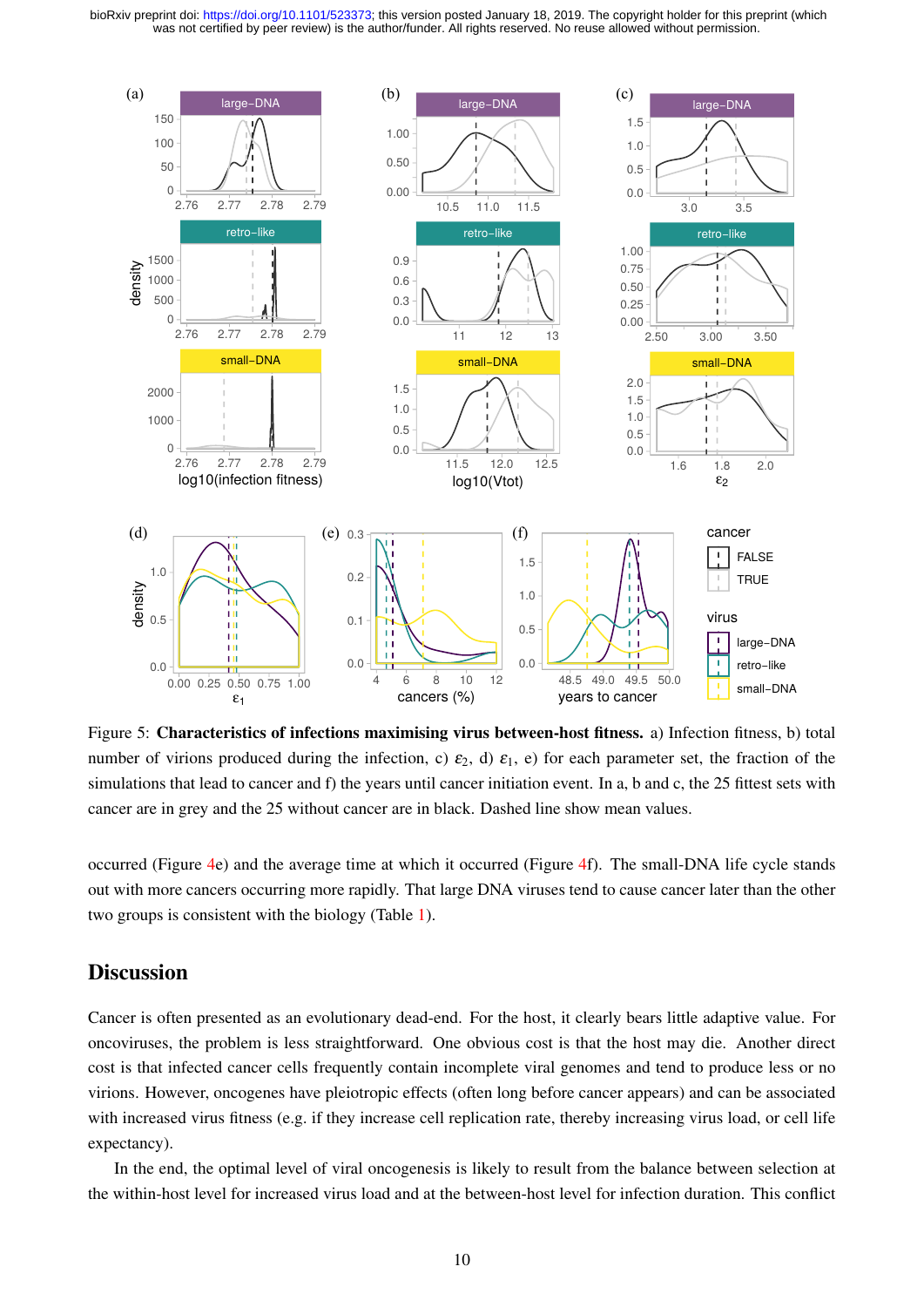Figure 5: **Characteristics of infections maximising virus between-host fitness.** a) Infection fitness, b) total number of virions produced during the infection, c) $\varepsilon_2$, d) $\varepsilon_1$, e) for each parameter set, the fraction of the simulations that lead to cancer and f) the years until cancer initiation event. In a, b and c, the 25 fittest sets with cancer are in grey and the 25 without cancer are in black. Dashed line show mean values.

occurred (Figure 4e) and the average time at which it occurred (Figure 4f). The small-DNA life cycle stands out with more cancers occurring more rapidly. That large DNA viruses tend to cause cancer later than the other two groups is consistent with the biology (Table 1).

## Discussion

Cancer is often presented as an evolutionary dead-end. For the host, it clearly bears little adaptive value. For oncoviruses, the problem is less straightforward. One obvious cost is that the host may die. Another direct cost is that infected cancer cells frequently contain incomplete viral genomes and tend to produce less or no virions. However, oncogenes have pleiotropic effects (often long before cancer appears) and can be associated with increased virus fitness (e.g. if they increase cell replication rate, thereby increasing virus load, or cell life expectancy).

In the end, the optimal level of viral oncogenesis is likely to result from the balance between selection at the within-host level for increased virus load and at the between-host level for infection duration. This conflict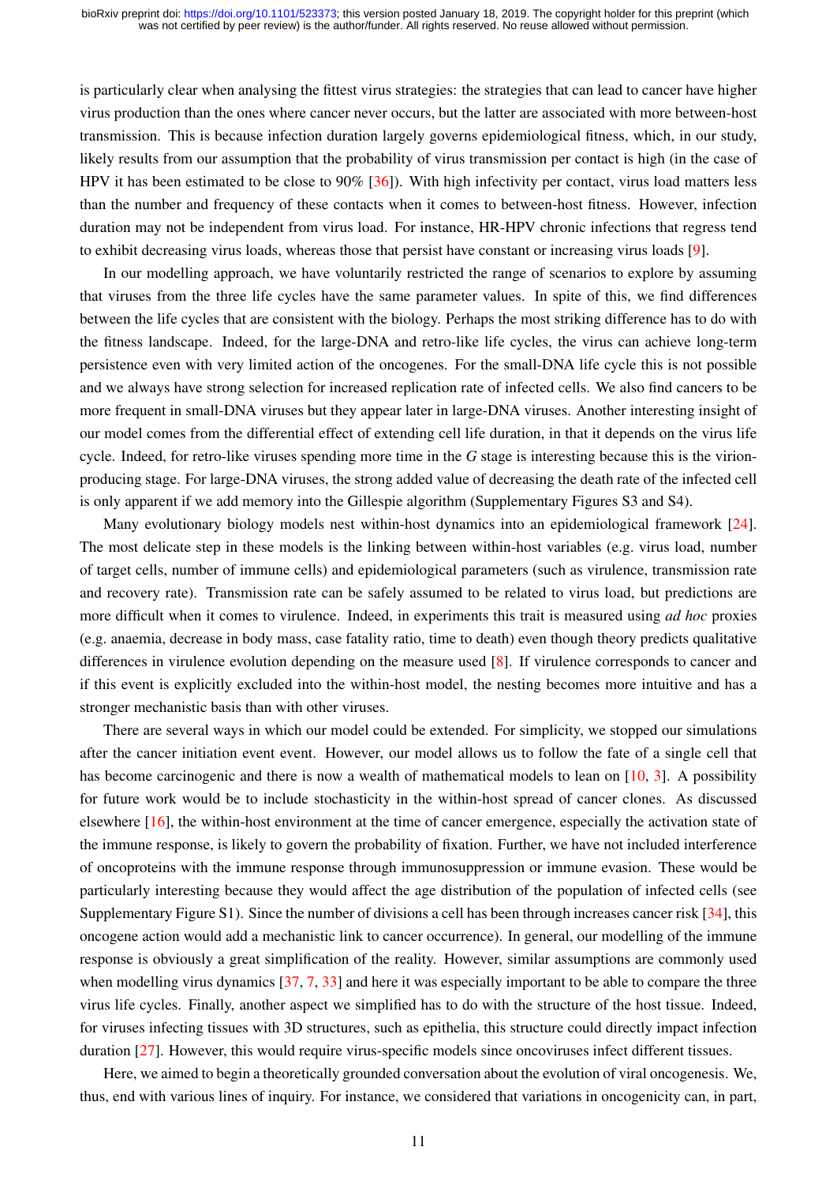is particularly clear when analysing the fittest virus strategies: the strategies that can lead to cancer have higher virus production than the ones where cancer never occurs, but the latter are associated with more between-host transmission. This is because infection duration largely governs epidemiological fitness, which, in our study, likely results from our assumption that the probability of virus transmission per contact is high (in the case of HPV it has been estimated to be close to 90% [36]). With high infectivity per contact, virus load matters less than the number and frequency of these contacts when it comes to between-host fitness. However, infection duration may not be independent from virus load. For instance, HR-HPV chronic infections that regress tend to exhibit decreasing virus loads, whereas those that persist have constant or increasing virus loads [9].

In our modelling approach, we have voluntarily restricted the range of scenarios to explore by assuming that viruses from the three life cycles have the same parameter values. In spite of this, we find differences between the life cycles that are consistent with the biology. Perhaps the most striking difference has to do with the fitness landscape. Indeed, for the large-DNA and retro-like life cycles, the virus can achieve long-term persistence even with very limited action of the oncogenes. For the small-DNA life cycle this is not possible and we always have strong selection for increased replication rate of infected cells. We also find cancers to be more frequent in small-DNA viruses but they appear later in large-DNA viruses. Another interesting insight of our model comes from the differential effect of extending cell life duration, in that it depends on the virus life cycle. Indeed, for retro-like viruses spending more time in the $G$ stage is interesting because this is the virion-producing stage. For large-DNA viruses, the strong added value of decreasing the death rate of the infected cell is only apparent if we add memory into the Gillespie algorithm (Supplementary Figures S3 and S4).

Many evolutionary biology models nest within-host dynamics into an epidemiological framework [24]. The most delicate step in these models is the linking between within-host variables (e.g. virus load, number of target cells, number of immune cells) and epidemiological parameters (such as virulence, transmission rate and recovery rate). Transmission rate can be safely assumed to be related to virus load, but predictions are more difficult when it comes to virulence. Indeed, in experiments this trait is measured using *ad hoc* proxies (e.g. anaemia, decrease in body mass, case fatality ratio, time to death) even though theory predicts qualitative differences in virulence evolution depending on the measure used [8]. If virulence corresponds to cancer and if this event is explicitly excluded into the within-host model, the nesting becomes more intuitive and has a stronger mechanistic basis than with other viruses.

There are several ways in which our model could be extended. For simplicity, we stopped our simulations after the cancer initiation event event. However, our model allows us to follow the fate of a single cell that has become carcinogenic and there is now a wealth of mathematical models to lean on [10, 3]. A possibility for future work would be to include stochasticity in the within-host spread of cancer clones. As discussed elsewhere [16], the within-host environment at the time of cancer emergence, especially the activation state of the immune response, is likely to govern the probability of fixation. Further, we have not included interference of oncoproteins with the immune response through immunosuppression or immune evasion. These would be particularly interesting because they would affect the age distribution of the population of infected cells (see Supplementary Figure S1). Since the number of divisions a cell has been through increases cancer risk [34], this oncogene action would add a mechanistic link to cancer occurrence). In general, our modelling of the immune response is obviously a great simplification of the reality. However, similar assumptions are commonly used when modelling virus dynamics [37, 7, 33] and here it was especially important to be able to compare the three virus life cycles. Finally, another aspect we simplified has to do with the structure of the host tissue. Indeed, for viruses infecting tissues with 3D structures, such as epithelia, this structure could directly impact infection duration [27]. However, this would require virus-specific models since oncoviruses infect different tissues.

Here, we aimed to begin a theoretically grounded conversation about the evolution of viral oncogenesis. We, thus, end with various lines of inquiry. For instance, we considered that variations in oncogenicity can, in part,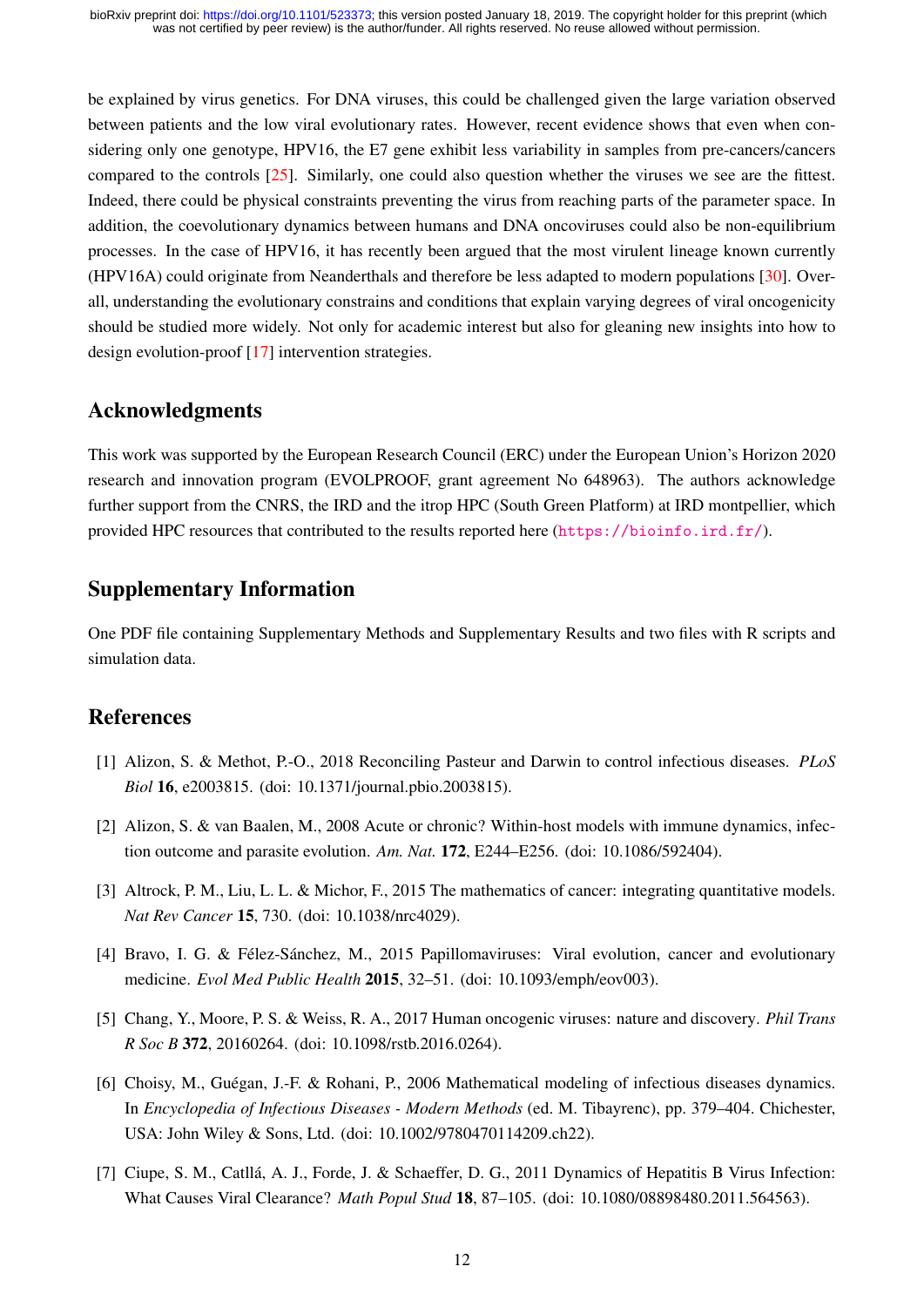be explained by virus genetics. For DNA viruses, this could be challenged given the large variation observed between patients and the low viral evolutionary rates. However, recent evidence shows that even when considering only one genotype, HPV16, the E7 gene exhibit less variability in samples from pre-cancers/cancers compared to the controls [25]. Similarly, one could also question whether the viruses we see are the fittest. Indeed, there could be physical constraints preventing the virus from reaching parts of the parameter space. In addition, the coevolutionary dynamics between humans and DNA oncoviruses could also be non-equilibrium processes. In the case of HPV16, it has recently been argued that the most virulent lineage known currently (HPV16A) could originate from Neanderthals and therefore be less adapted to modern populations [30]. Overall, understanding the evolutionary constrains and conditions that explain varying degrees of viral oncogenicity should be studied more widely. Not only for academic interest but also for gleaning new insights into how to design evolution-proof [17] intervention strategies.

## Acknowledgments

This work was supported by the European Research Council (ERC) under the European Union's Horizon 2020 research and innovation program (EVOLPROOF, grant agreement No 648963). The authors acknowledge further support from the CNRS, the IRD and the itrop HPC (South Green Platform) at IRD montpellier, which provided HPC resources that contributed to the results reported here (https://bioinfo.ird.fr/).

## Supplementary Information

One PDF file containing Supplementary Methods and Supplementary Results and two files with R scripts and simulation data.

## References

[1] Alizon, S. & Methot, P.-O., 2018 Reconciling Pasteur and Darwin to control infectious diseases. *PLoS Biol* **16**, e2003815. (doi: 10.1371/journal.pbio.2003815).

[2] Alizon, S. & van Baalen, M., 2008 Acute or chronic? Within-host models with immune dynamics, infection outcome and parasite evolution. *Am. Nat.* **172**, E244–E256. (doi: 10.1086/592404).

[3] Altrock, P. M., Liu, L. L. & Michor, F., 2015 The mathematics of cancer: integrating quantitative models. *Nat Rev Cancer* **15**, 730. (doi: 10.1038/nrc4029).

[4] Bravo, I. G. & Félez-Sánchez, M., 2015 Papillomaviruses: Viral evolution, cancer and evolutionary medicine. *Evol Med Public Health* **2015**, 32–51. (doi: 10.1093/emph/eov003).

[5] Chang, Y., Moore, P. S. & Weiss, R. A., 2017 Human oncogenic viruses: nature and discovery. *Phil Trans R Soc B* **372**, 20160264. (doi: 10.1098/rstb.2016.0264).

[6] Choisy, M., Guégan, J.-F. & Rohani, P., 2006 Mathematical modeling of infectious diseases dynamics. In *Encyclopedia of Infectious Diseases - Modern Methods* (ed. M. Tibayrenc), pp. 379–404. Chichester, USA: John Wiley & Sons, Ltd. (doi: 10.1002/9780470114209.ch22).

[7] Ciupe, S. M., Catllá, A. J., Forde, J. & Schaeffer, D. G., 2011 Dynamics of Hepatitis B Virus Infection: What Causes Viral Clearance? *Math Popul Stud* **18**, 87–105. (doi: 10.1080/08898480.2011.564563).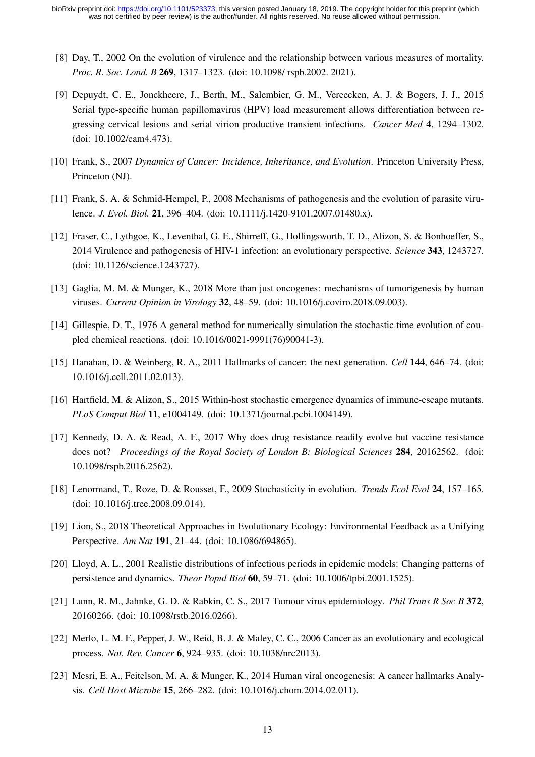[8] Day, T., 2002 On the evolution of virulence and the relationship between various measures of mortality. *Proc. R. Soc. Lond. B* **269**, 1317–1323. (doi: 10.1098/ rspb.2002. 2021).

[9] Depuydt, C. E., Jonckheere, J., Berth, M., Salembier, G. M., Vereecken, A. J. & Bogers, J. J., 2015 Serial type-specific human papillomavirus (HPV) load measurement allows differentiation between regressing cervical lesions and serial virion productive transient infections. *Cancer Med* **4**, 1294–1302. (doi: 10.1002/cam4.473).

[10] Frank, S., 2007 *Dynamics of Cancer: Incidence, Inheritance, and Evolution*. Princeton University Press, Princeton (NJ).

[11] Frank, S. A. & Schmid-Hempel, P., 2008 Mechanisms of pathogenesis and the evolution of parasite virulence. *J. Evol. Biol.* **21**, 396–404. (doi: 10.1111/j.1420-9101.2007.01480.x).

[12] Fraser, C., Lythgoe, K., Leventhal, G. E., Shirreff, G., Hollingsworth, T. D., Alizon, S. & Bonhoeffer, S., 2014 Virulence and pathogenesis of HIV-1 infection: an evolutionary perspective. *Science* **343**, 1243727. (doi: 10.1126/science.1243727).

[13] Gaglia, M. M. & Munger, K., 2018 More than just oncogenes: mechanisms of tumorigenesis by human viruses. *Current Opinion in Virology* **32**, 48–59. (doi: 10.1016/j.coviro.2018.09.003).

[14] Gillespie, D. T., 1976 A general method for numerically simulation the stochastic time evolution of coupled chemical reactions. (doi: 10.1016/0021-9991(76)90041-3).

[15] Hanahan, D. & Weinberg, R. A., 2011 Hallmarks of cancer: the next generation. *Cell* **144**, 646–74. (doi: 10.1016/j.cell.2011.02.013).

[16] Hartfield, M. & Alizon, S., 2015 Within-host stochastic emergence dynamics of immune-escape mutants. *PLoS Comput Biol* **11**, e1004149. (doi: 10.1371/journal.pcbi.1004149).

[17] Kennedy, D. A. & Read, A. F., 2017 Why does drug resistance readily evolve but vaccine resistance does not? *Proceedings of the Royal Society of London B: Biological Sciences* **284**, 20162562. (doi: 10.1098/rspb.2016.2562).

[18] Lenormand, T., Roze, D. & Rousset, F., 2009 Stochasticity in evolution. *Trends Ecol Evol* **24**, 157–165. (doi: 10.1016/j.tree.2008.09.014).

[19] Lion, S., 2018 Theoretical Approaches in Evolutionary Ecology: Environmental Feedback as a Unifying Perspective. *Am Nat* **191**, 21–44. (doi: 10.1086/694865).

[20] Lloyd, A. L., 2001 Realistic distributions of infectious periods in epidemic models: Changing patterns of persistence and dynamics. *Theor Popul Biol* **60**, 59–71. (doi: 10.1006/tpbi.2001.1525).

[21] Lunn, R. M., Jahnke, G. D. & Rabkin, C. S., 2017 Tumour virus epidemiology. *Phil Trans R Soc B* **372**, 20160266. (doi: 10.1098/rstb.2016.0266).

[22] Merlo, L. M. F., Pepper, J. W., Reid, B. J. & Maley, C. C., 2006 Cancer as an evolutionary and ecological process. *Nat. Rev. Cancer* **6**, 924–935. (doi: 10.1038/nrc2013).

[23] Mesri, E. A., Feitelson, M. A. & Munger, K., 2014 Human viral oncogenesis: A cancer hallmarks Analysis. *Cell Host Microbe* **15**, 266–282. (doi: 10.1016/j.chom.2014.02.011).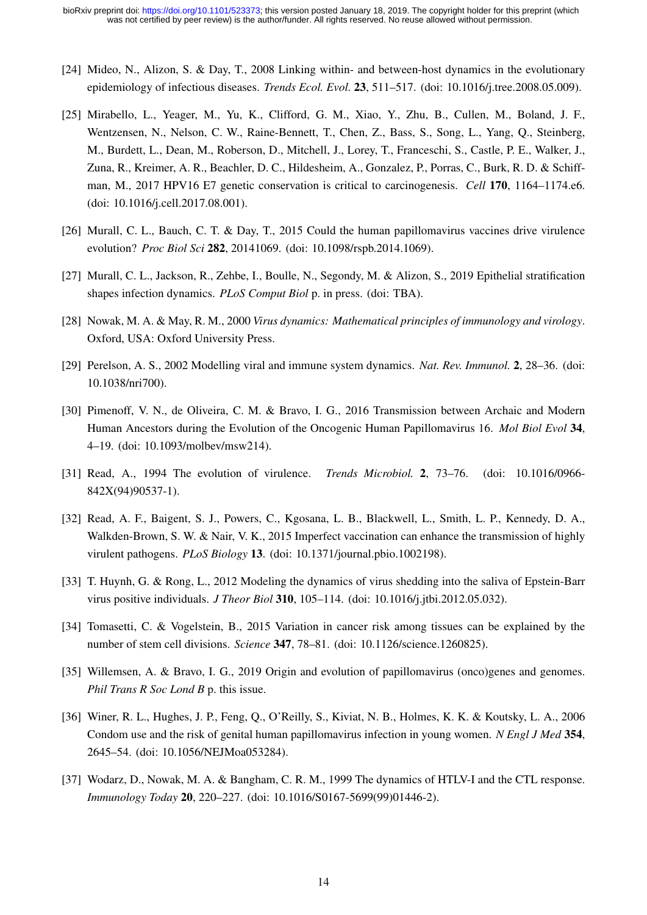[24] Mideo, N., Alizon, S. & Day, T., 2008 Linking within- and between-host dynamics in the evolutionary epidemiology of infectious diseases. *Trends Ecol. Evol.* **23**, 511–517. (doi: 10.1016/j.tree.2008.05.009).

[25] Mirabello, L., Yeager, M., Yu, K., Clifford, G. M., Xiao, Y., Zhu, B., Cullen, M., Boland, J. F., Wentzensen, N., Nelson, C. W., Raine-Bennett, T., Chen, Z., Bass, S., Song, L., Yang, Q., Steinberg, M., Burdett, L., Dean, M., Roberson, D., Mitchell, J., Lorey, T., Franceschi, S., Castle, P. E., Walker, J., Zuna, R., Kreimer, A. R., Beachler, D. C., Hildesheim, A., Gonzalez, P., Porras, C., Burk, R. D. & Schiffman, M., 2017 HPV16 E7 genetic conservation is critical to carcinogenesis. *Cell* **170**, 1164–1174.e6. (doi: 10.1016/j.cell.2017.08.001).

[26] Murall, C. L., Bauch, C. T. & Day, T., 2015 Could the human papillomavirus vaccines drive virulence evolution? *Proc Biol Sci* **282**, 20141069. (doi: 10.1098/rspb.2014.1069).

[27] Murall, C. L., Jackson, R., Zehbe, I., Boulle, N., Segondy, M. & Alizon, S., 2019 Epithelial stratification shapes infection dynamics. *PLoS Comput Biol* p. in press. (doi: TBA).

[28] Nowak, M. A. & May, R. M., 2000 *Virus dynamics: Mathematical principles of immunology and virology*. Oxford, USA: Oxford University Press.

[29] Perelson, A. S., 2002 Modelling viral and immune system dynamics. *Nat. Rev. Immunol.* **2**, 28–36. (doi: 10.1038/nri700).

[30] Pimenoff, V. N., de Oliveira, C. M. & Bravo, I. G., 2016 Transmission between Archaic and Modern Human Ancestors during the Evolution of the Oncogenic Human Papillomavirus 16. *Mol Biol Evol* **34**, 4–19. (doi: 10.1093/molbev/msw214).

[31] Read, A., 1994 The evolution of virulence. *Trends Microbiol.* **2**, 73–76. (doi: 10.1016/0966-842X(94)90537-1).

[32] Read, A. F., Baigent, S. J., Powers, C., Kgosana, L. B., Blackwell, L., Smith, L. P., Kennedy, D. A., Walkden-Brown, S. W. & Nair, V. K., 2015 Imperfect vaccination can enhance the transmission of highly virulent pathogens. *PLoS Biology* **13**. (doi: 10.1371/journal.pbio.1002198).

[33] T. Huynh, G. & Rong, L., 2012 Modeling the dynamics of virus shedding into the saliva of Epstein-Barr virus positive individuals. *J Theor Biol* **310**, 105–114. (doi: 10.1016/j.jtbi.2012.05.032).

[34] Tomasetti, C. & Vogelstein, B., 2015 Variation in cancer risk among tissues can be explained by the number of stem cell divisions. *Science* **347**, 78–81. (doi: 10.1126/science.1260825).

[35] Willemsen, A. & Bravo, I. G., 2019 Origin and evolution of papillomavirus (onco)genes and genomes. *Phil Trans R Soc Lond B* p. this issue.

[36] Winer, R. L., Hughes, J. P., Feng, Q., O'Reilly, S., Kiviat, N. B., Holmes, K. K. & Koutsky, L. A., 2006 Condom use and the risk of genital human papillomavirus infection in young women. *N Engl J Med* **354**, 2645–54. (doi: 10.1056/NEJMoa053284).

[37] Wodarz, D., Nowak, M. A. & Bangham, C. R. M., 1999 The dynamics of HTLV-I and the CTL response. *Immunology Today* **20**, 220–227. (doi: 10.1016/S0167-5699(99)01446-2).